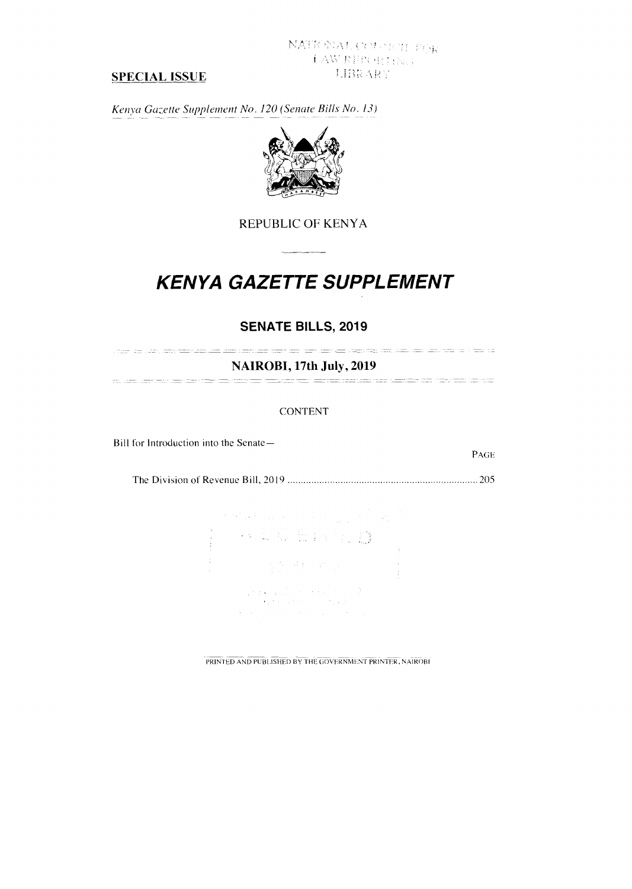NATIONAL COUNCIL FOR LAW REPORTING LIBRARY

**SPECIAL ISSUE**

*Kenya Gazette Supplement No. 120 (Senate Bills No. 13)*

REPUBLIC OF KENYA

# *KENYA GAZETTE SUPPLEMENT*

## SENATE BILLS, 2019

**NAIROBI, 17th July, 2019**

CONTENT

Bill for Introduction into the Senate—

| | PAGE |
|---|---|
| The Division of Revenue Bill, 2019 ...................................................................... | 205 |

PRINTED AND PUBLISHED BY THE GOVERNMENT PRINTER, NAIROBI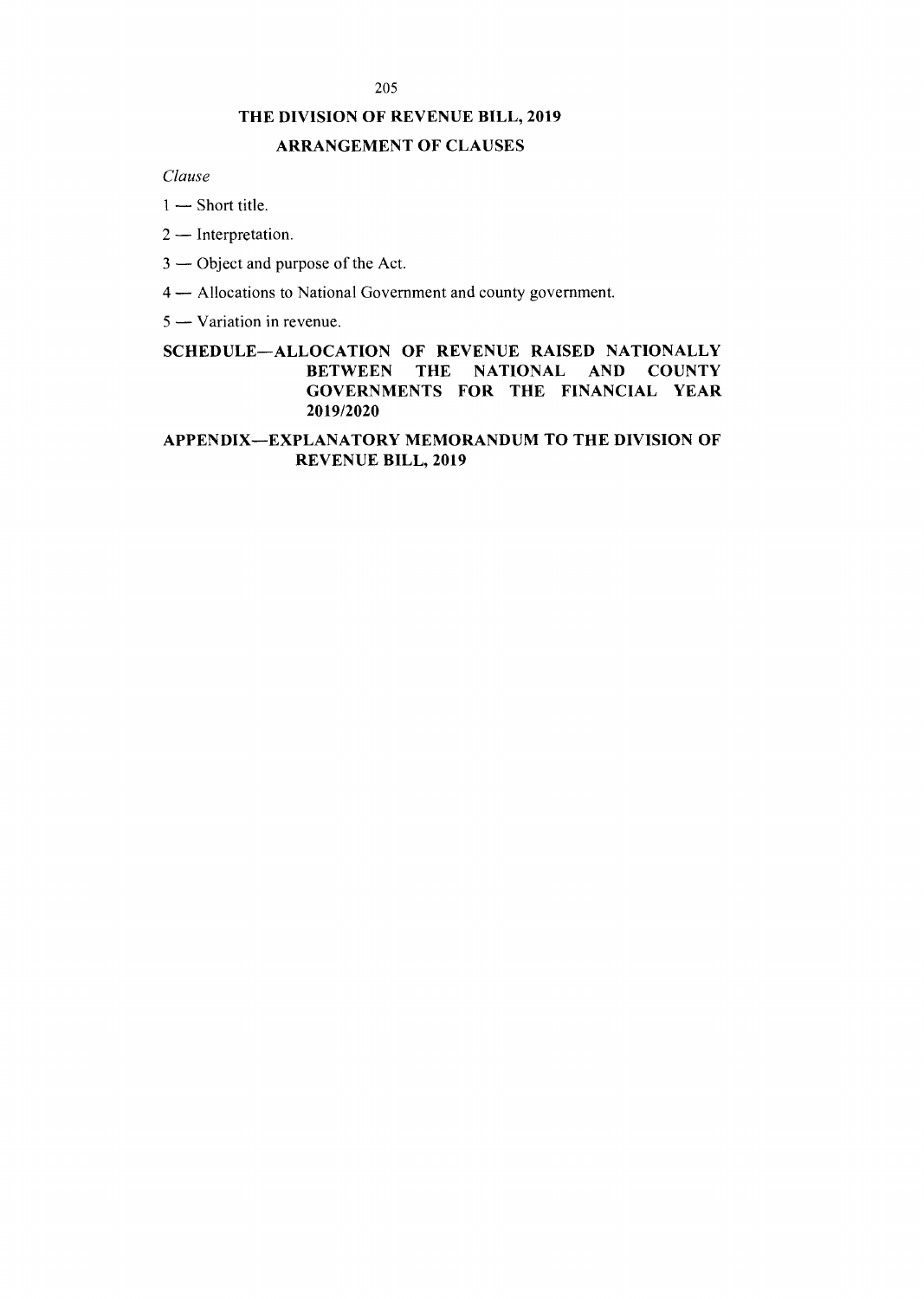# THE DIVISION OF REVENUE BILL, 2019

## ARRANGEMENT OF CLAUSES

*Clause*

1 — Short title.

2 — Interpretation.

3 — Object and purpose of the Act.

4 — Allocations to National Government and county government.

5 — Variation in revenue.

**SCHEDULE—ALLOCATION OF REVENUE RAISED NATIONALLY BETWEEN THE NATIONAL AND COUNTY GOVERNMENTS FOR THE FINANCIAL YEAR 2019/2020**

**APPENDIX—EXPLANATORY MEMORANDUM TO THE DIVISION OF REVENUE BILL, 2019**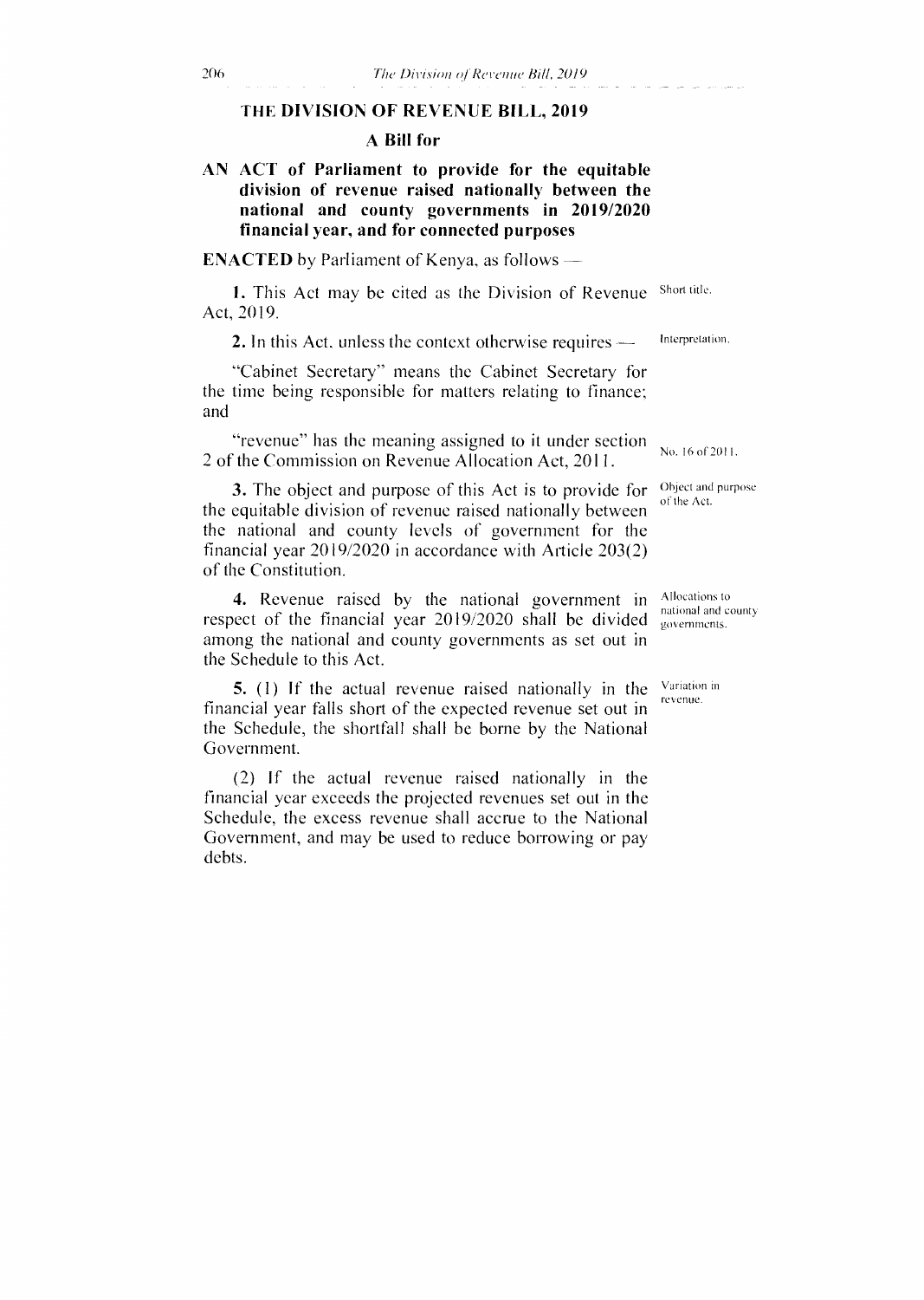# THE DIVISION OF REVENUE BILL, 2019

## A Bill for

**AN ACT of Parliament to provide for the equitable division of revenue raised nationally between the national and county governments in 2019/2020 financial year, and for connected purposes**

**ENACTED** by Parliament of Kenya, as follows —

Short title.

**1.** This Act may be cited as the Division of Revenue Act, 2019.

Interpretation.

**2.** In this Act, unless the context otherwise requires —

"Cabinet Secretary" means the Cabinet Secretary for the time being responsible for matters relating to finance; and

No. 16 of 2011.

"revenue" has the meaning assigned to it under section 2 of the Commission on Revenue Allocation Act, 2011.

Object and purpose of the Act.

**3.** The object and purpose of this Act is to provide for the equitable division of revenue raised nationally between the national and county levels of government for the financial year 2019/2020 in accordance with Article 203(2) of the Constitution.

Allocations to national and county governments.

**4.** Revenue raised by the national government in respect of the financial year 2019/2020 shall be divided among the national and county governments as set out in the Schedule to this Act.

Variation in revenue.

**5.** (1) If the actual revenue raised nationally in the financial year falls short of the expected revenue set out in the Schedule, the shortfall shall be borne by the National Government.

(2) If the actual revenue raised nationally in the financial year exceeds the projected revenues set out in the Schedule, the excess revenue shall accrue to the National Government, and may be used to reduce borrowing or pay debts.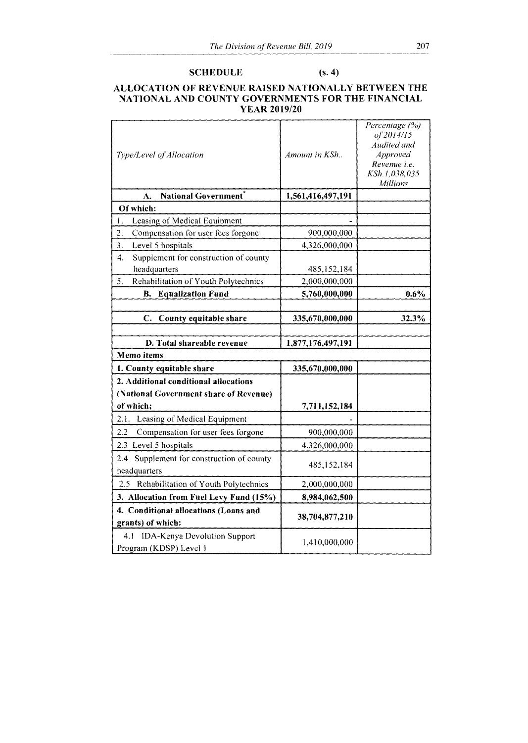## SCHEDULE (s. 4)

## ALLOCATION OF REVENUE RAISED NATIONALLY BETWEEN THE NATIONAL AND COUNTY GOVERNMENTS FOR THE FINANCIAL YEAR 2019/20

| *Type/Level of Allocation* | *Amount in KSh..* | *Percentage (%) of 2014/15 Audited and Approved Revenue i.e. KSh.1,038,035 Millions* |
|---|---|---|
| **A. National Government*** | **1,561,416,497,191** | |
| **Of which:** | | |
| 1. Leasing of Medical Equipment | - | |
| 2. Compensation for user fees forgone | 900,000,000 | |
| 3. Level 5 hospitals | 4,326,000,000 | |
| 4. Supplement for construction of county headquarters | 485,152,184 | |
| 5. Rehabilitation of Youth Polytechnics | 2,000,000,000 | |
| **B. Equalization Fund** | **5,760,000,000** | **0.6%** |
| | | |
| **C. County equitable share** | **335,670,000,000** | **32.3%** |
| | | |
| **D. Total shareable revenue** | **1,877,176,497,191** | |
| **Memo items** | | |
| **1. County equitable share** | **335,670,000,000** | |
| **2. Additional conditional allocations (National Government share of Revenue) of which;** | **7,711,152,184** | |
| 2.1. Leasing of Medical Equipment | - | |
| 2.2 Compensation for user fees forgone | 900,000,000 | |
| 2.3 Level 5 hospitals | 4,326,000,000 | |
| 2.4 Supplement for construction of county headquarters | 485,152,184 | |
| 2.5 Rehabilitation of Youth Polytechnics | 2,000,000,000 | |
| **3. Allocation from Fuel Levy Fund (15%)** | **8,984,062,500** | |
| **4. Conditional allocations (Loans and grants) of which:** | **38,704,877,210** | |
| 4.1 IDA-Kenya Devolution Support Program (KDSP) Level 1 | 1,410,000,000 | |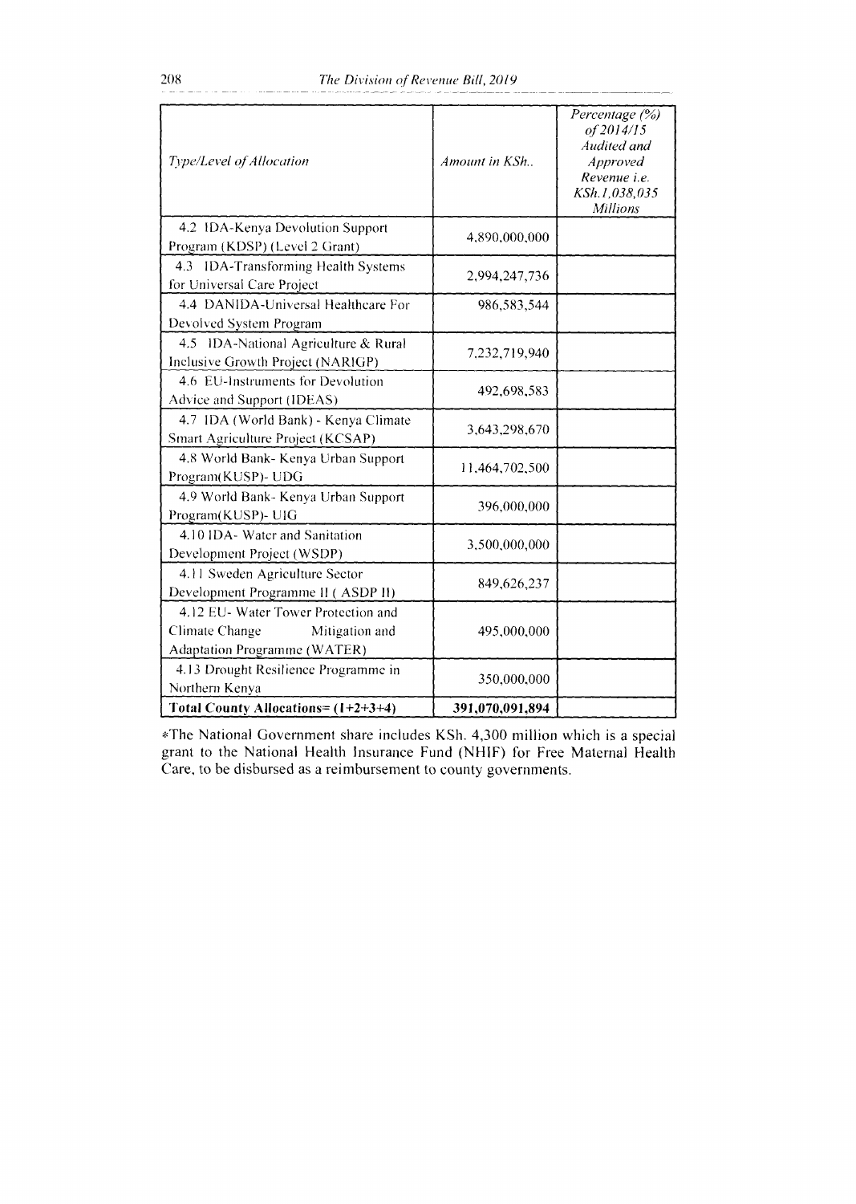| *Type/Level of Allocation* | *Amount in KSh..* | *Percentage (%) of 2014/15 Audited and Approved Revenue i.e. KSh.1,038,035 Millions* |
|---|---|---|
| 4.2 IDA-Kenya Devolution Support Program (KDSP) (Level 2 Grant) | 4,890,000,000 | |
| 4.3 IDA-Transforming Health Systems for Universal Care Project | 2,994,247,736 | |
| 4.4 DANIDA-Universal Healthcare For Devolved System Program | 986,583,544 | |
| 4.5 IDA-National Agriculture & Rural Inclusive Growth Project (NARIGP) | 7,232,719,940 | |
| 4.6 EU-Instruments for Devolution Advice and Support (IDEAS) | 492,698,583 | |
| 4.7 IDA (World Bank) - Kenya Climate Smart Agriculture Project (KCSAP) | 3,643,298,670 | |
| 4.8 World Bank- Kenya Urban Support Program(KUSP)- UDG | 11,464,702,500 | |
| 4.9 World Bank- Kenya Urban Support Program(KUSP)- UIG | 396,000,000 | |
| 4.10 IDA- Water and Sanitation Development Project (WSDP) | 3,500,000,000 | |
| 4.11 Sweden Agriculture Sector Development Programme II ( ASDP II) | 849,626,237 | |
| 4.12 EU- Water Tower Protection and Climate Change Mitigation and Adaptation Programme (WATER) | 495,000,000 | |
| 4.13 Drought Resilience Programme in Northern Kenya | 350,000,000 | |
| **Total County Allocations= (1+2+3+4)** | **391,070,091,894** | |

*The National Government share includes KSh. 4,300 million which is a special grant to the National Health Insurance Fund (NHIF) for Free Maternal Health Care, to be disbursed as a reimbursement to county governments.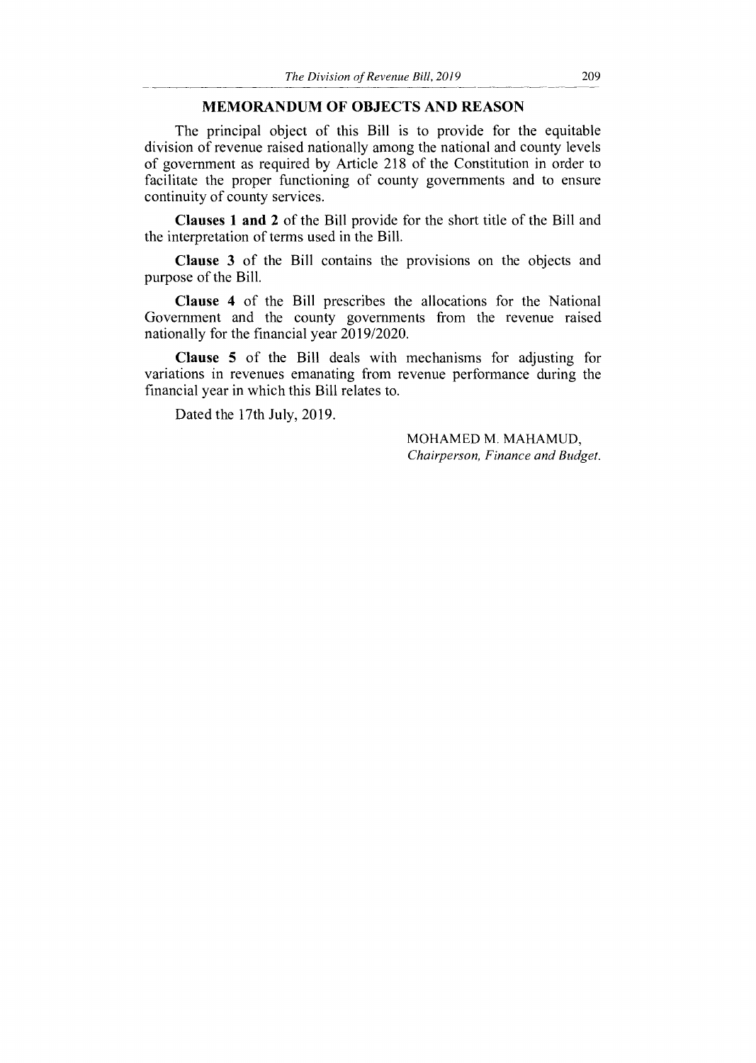## MEMORANDUM OF OBJECTS AND REASON

The principal object of this Bill is to provide for the equitable division of revenue raised nationally among the national and county levels of government as required by Article 218 of the Constitution in order to facilitate the proper functioning of county governments and to ensure continuity of county services.

**Clauses 1 and 2** of the Bill provide for the short title of the Bill and the interpretation of terms used in the Bill.

**Clause 3** of the Bill contains the provisions on the objects and purpose of the Bill.

**Clause 4** of the Bill prescribes the allocations for the National Government and the county governments from the revenue raised nationally for the financial year 2019/2020.

**Clause 5** of the Bill deals with mechanisms for adjusting for variations in revenues emanating from revenue performance during the financial year in which this Bill relates to.

Dated the 17th July, 2019.

MOHAMED M. MAHAMUD,
*Chairperson, Finance and Budget.*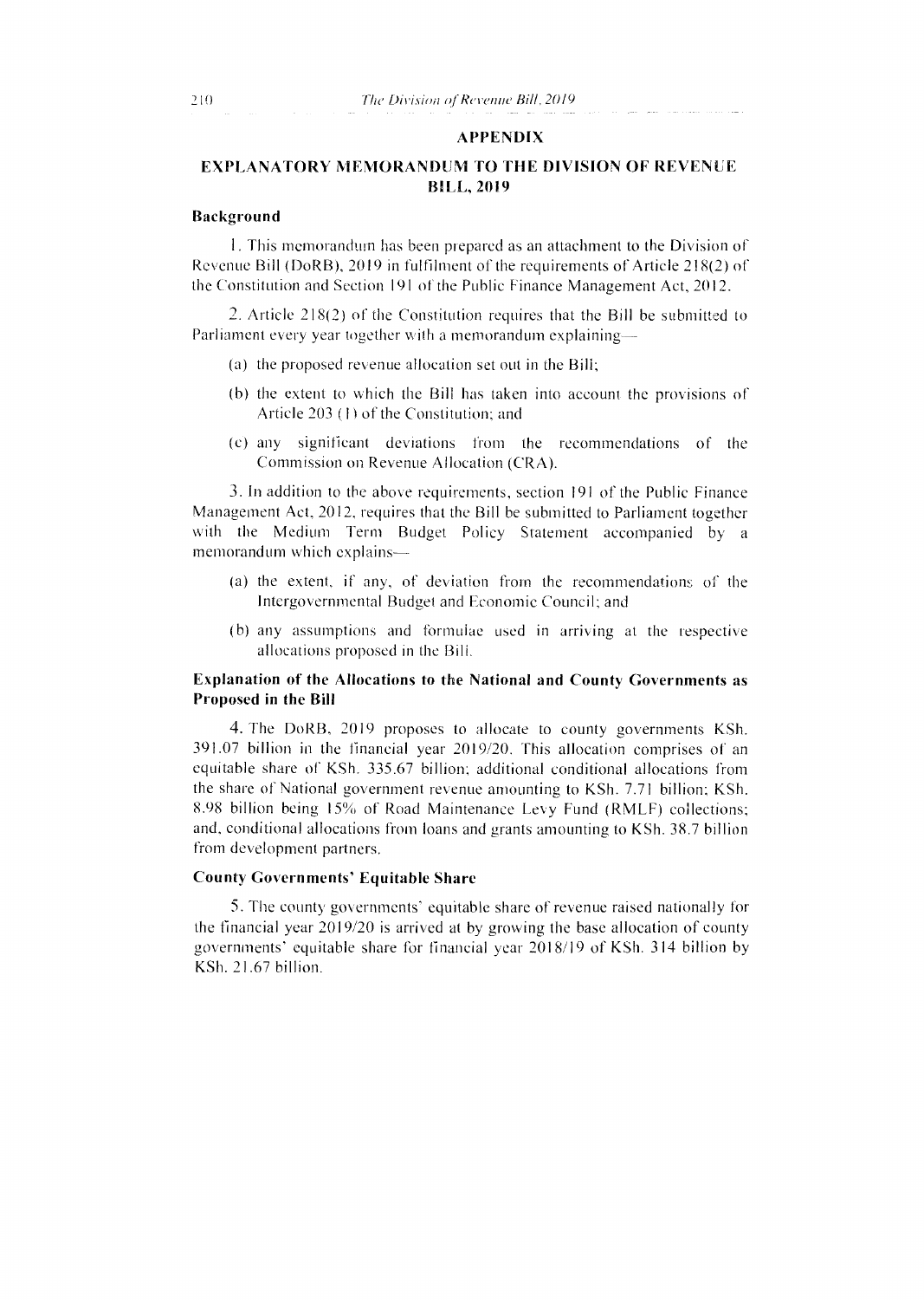## APPENDIX

## EXPLANATORY MEMORANDUM TO THE DIVISION OF REVENUE BILL, 2019

### Background

1. This memorandum has been prepared as an attachment to the Division of Revenue Bill (DoRB), 2019 in fulfilment of the requirements of Article 218(2) of the Constitution and Section 191 of the Public Finance Management Act, 2012.

2. Article 218(2) of the Constitution requires that the Bill be submitted to Parliament every year together with a memorandum explaining—

(a) the proposed revenue allocation set out in the Bill;

(b) the extent to which the Bill has taken into account the provisions of Article 203 (1) of the Constitution; and

(c) any significant deviations from the recommendations of the Commission on Revenue Allocation (CRA).

3. In addition to the above requirements, section 191 of the Public Finance Management Act, 2012, requires that the Bill be submitted to Parliament together with the Medium Term Budget Policy Statement accompanied by a memorandum which explains—

(a) the extent, if any, of deviation from the recommendations of the Intergovernmental Budget and Economic Council; and

(b) any assumptions and formulae used in arriving at the respective allocations proposed in the Bill.

### Explanation of the Allocations to the National and County Governments as Proposed in the Bill

4. The DoRB, 2019 proposes to allocate to county governments KSh. 391.07 billion in the financial year 2019/20. This allocation comprises of an equitable share of KSh. 335.67 billion; additional conditional allocations from the share of National government revenue amounting to KSh. 7.71 billion; KSh. 8.98 billion being 15% of Road Maintenance Levy Fund (RMLF) collections; and, conditional allocations from loans and grants amounting to KSh. 38.7 billion from development partners.

### County Governments' Equitable Share

5. The county governments' equitable share of revenue raised nationally for the financial year 2019/20 is arrived at by growing the base allocation of county governments' equitable share for financial year 2018/19 of KSh. 314 billion by KSh. 21.67 billion.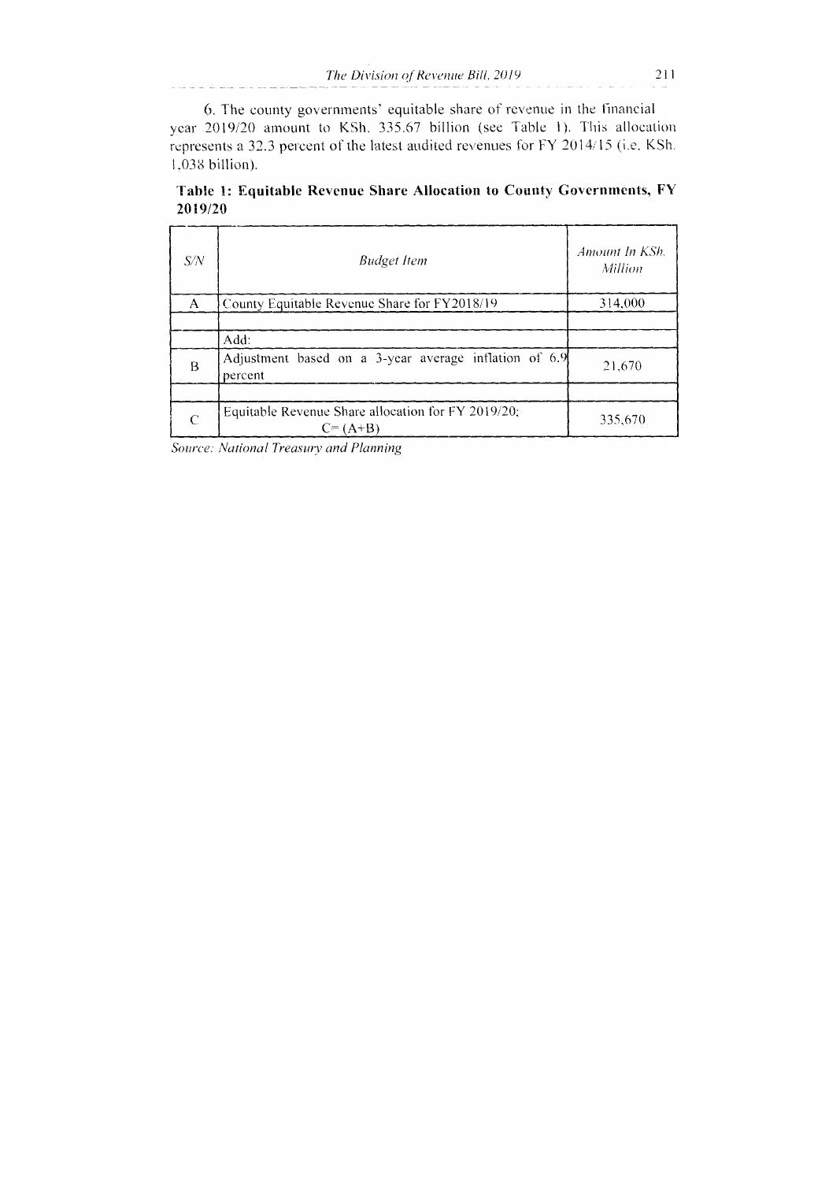6. The county governments' equitable share of revenue in the financial year 2019/20 amount to KSh. 335.67 billion (see Table 1). This allocation represents a 32.3 percent of the latest audited revenues for FY 2014/15 (i.e. KSh. 1,038 billion).

**Table 1: Equitable Revenue Share Allocation to County Governments, FY 2019/20**

| *S/N* | *Budget Item* | *Amount In KSh. Million* |
|---|---|---|
| A | County Equitable Revenue Share for FY2018/19 | 314,000 |
| | | |
| | Add: | |
| B | Adjustment based on a 3-year average inflation of 6.9 percent | 21,670 |
| | | |
| C | Equitable Revenue Share allocation for FY 2019/20; C= (A+B) | 335,670 |

*Source: National Treasury and Planning*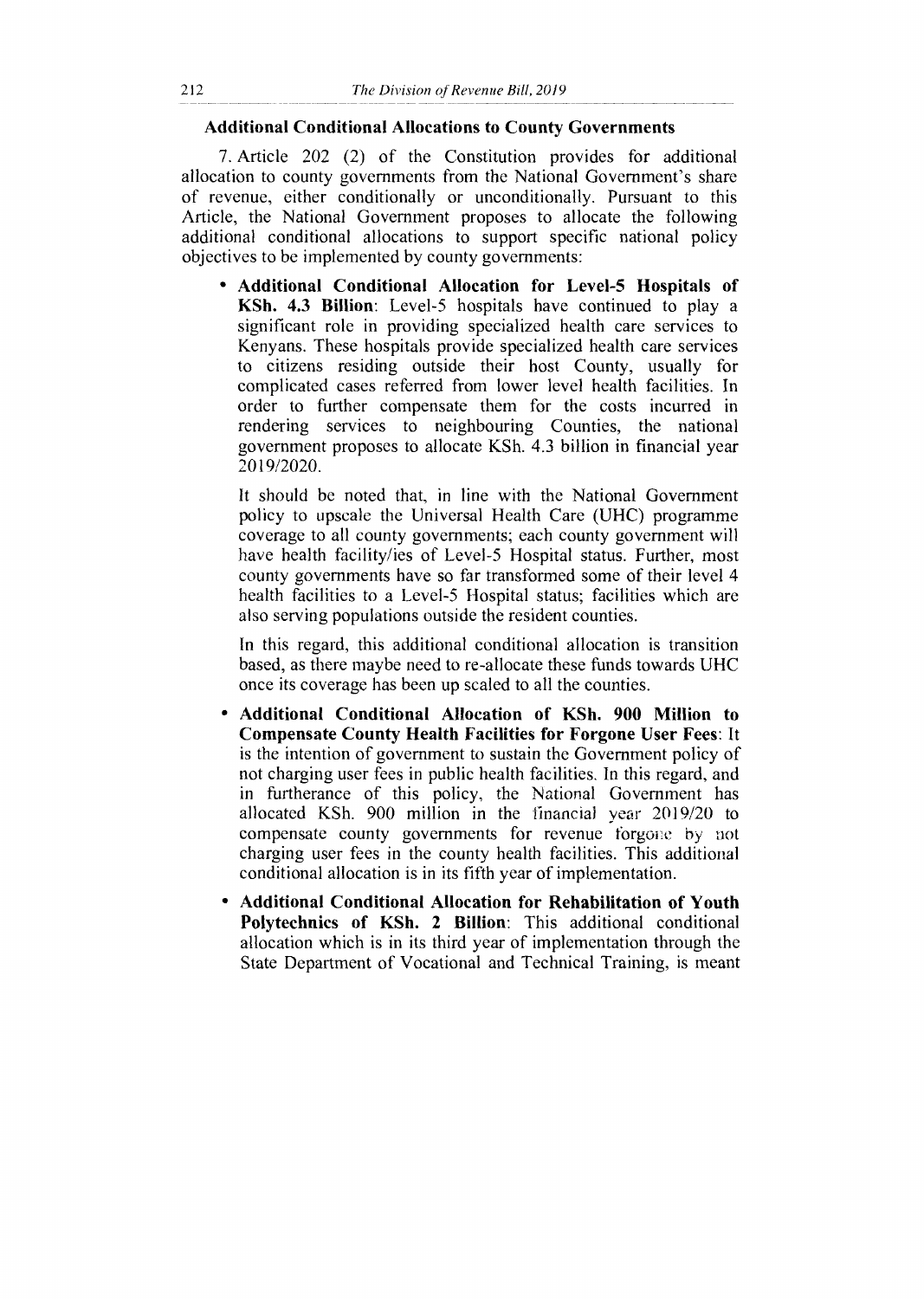### Additional Conditional Allocations to County Governments

7. Article 202 (2) of the Constitution provides for additional allocation to county governments from the National Government's share of revenue, either conditionally or unconditionally. Pursuant to this Article, the National Government proposes to allocate the following additional conditional allocations to support specific national policy objectives to be implemented by county governments:

- **Additional Conditional Allocation for Level-5 Hospitals of KSh. 4.3 Billion**: Level-5 hospitals have continued to play a significant role in providing specialized health care services to Kenyans. These hospitals provide specialized health care services to citizens residing outside their host County, usually for complicated cases referred from lower level health facilities. In order to further compensate them for the costs incurred in rendering services to neighbouring Counties, the national government proposes to allocate KSh. 4.3 billion in financial year 2019/2020.

  It should be noted that, in line with the National Government policy to upscale the Universal Health Care (UHC) programme coverage to all county governments; each county government will have health facility/ies of Level-5 Hospital status. Further, most county governments have so far transformed some of their level 4 health facilities to a Level-5 Hospital status; facilities which are also serving populations outside the resident counties.

  In this regard, this additional conditional allocation is transition based, as there maybe need to re-allocate these funds towards UHC once its coverage has been up scaled to all the counties.

- **Additional Conditional Allocation of KSh. 900 Million to Compensate County Health Facilities for Forgone User Fees**: It is the intention of government to sustain the Government policy of not charging user fees in public health facilities. In this regard, and in furtherance of this policy, the National Government has allocated KSh. 900 million in the financial year 2019/20 to compensate county governments for revenue forgone by not charging user fees in the county health facilities. This additional conditional allocation is in its fifth year of implementation.

- **Additional Conditional Allocation for Rehabilitation of Youth Polytechnics of KSh. 2 Billion**: This additional conditional allocation which is in its third year of implementation through the State Department of Vocational and Technical Training, is meant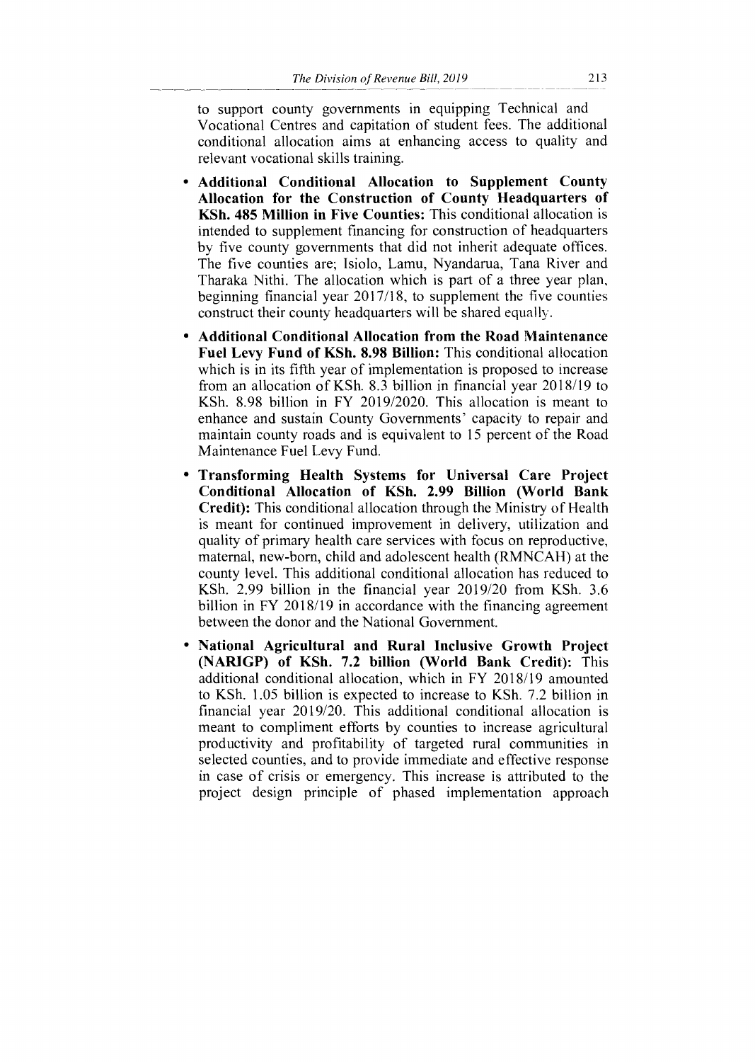to support county governments in equipping Technical and Vocational Centres and capitation of student fees. The additional conditional allocation aims at enhancing access to quality and relevant vocational skills training.

- **Additional Conditional Allocation to Supplement County Allocation for the Construction of County Headquarters of KSh. 485 Million in Five Counties:** This conditional allocation is intended to supplement financing for construction of headquarters by five county governments that did not inherit adequate offices. The five counties are; Isiolo, Lamu, Nyandarua, Tana River and Tharaka Nithi. The allocation which is part of a three year plan, beginning financial year 2017/18, to supplement the five counties construct their county headquarters will be shared equally.
- **Additional Conditional Allocation from the Road Maintenance Fuel Levy Fund of KSh. 8.98 Billion:** This conditional allocation which is in its fifth year of implementation is proposed to increase from an allocation of KSh. 8.3 billion in financial year 2018/19 to KSh. 8.98 billion in FY 2019/2020. This allocation is meant to enhance and sustain County Governments' capacity to repair and maintain county roads and is equivalent to 15 percent of the Road Maintenance Fuel Levy Fund.
- **Transforming Health Systems for Universal Care Project Conditional Allocation of KSh. 2.99 Billion (World Bank Credit):** This conditional allocation through the Ministry of Health is meant for continued improvement in delivery, utilization and quality of primary health care services with focus on reproductive, maternal, new-born, child and adolescent health (RMNCAH) at the county level. This additional conditional allocation has reduced to KSh. 2.99 billion in the financial year 2019/20 from KSh. 3.6 billion in FY 2018/19 in accordance with the financing agreement between the donor and the National Government.
- **National Agricultural and Rural Inclusive Growth Project (NARIGP) of KSh. 7.2 billion (World Bank Credit):** This additional conditional allocation, which in FY 2018/19 amounted to KSh. 1.05 billion is expected to increase to KSh. 7.2 billion in financial year 2019/20. This additional conditional allocation is meant to compliment efforts by counties to increase agricultural productivity and profitability of targeted rural communities in selected counties, and to provide immediate and effective response in case of crisis or emergency. This increase is attributed to the project design principle of phased implementation approach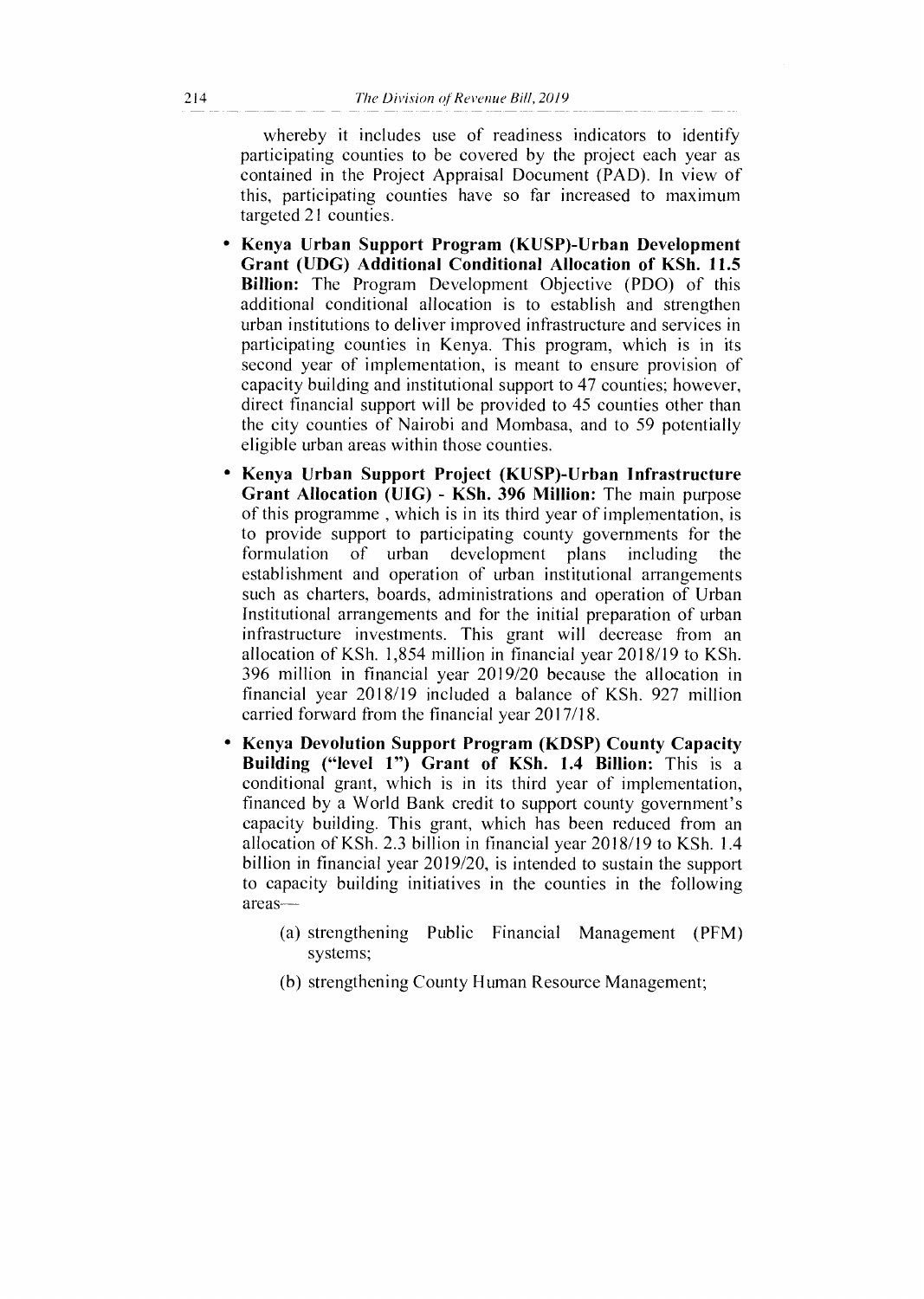whereby it includes use of readiness indicators to identify participating counties to be covered by the project each year as contained in the Project Appraisal Document (PAD). In view of this, participating counties have so far increased to maximum targeted 21 counties.

- **Kenya Urban Support Program (KUSP)-Urban Development Grant (UDG) Additional Conditional Allocation of KSh. 11.5 Billion:** The Program Development Objective (PDO) of this additional conditional allocation is to establish and strengthen urban institutions to deliver improved infrastructure and services in participating counties in Kenya. This program, which is in its second year of implementation, is meant to ensure provision of capacity building and institutional support to 47 counties; however, direct financial support will be provided to 45 counties other than the city counties of Nairobi and Mombasa, and to 59 potentially eligible urban areas within those counties.

- **Kenya Urban Support Project (KUSP)-Urban Infrastructure Grant Allocation (UIG) - KSh. 396 Million:** The main purpose of this programme , which is in its third year of implementation, is to provide support to participating county governments for the formulation of urban development plans including the establishment and operation of urban institutional arrangements such as charters, boards, administrations and operation of Urban Institutional arrangements and for the initial preparation of urban infrastructure investments. This grant will decrease from an allocation of KSh. 1,854 million in financial year 2018/19 to KSh. 396 million in financial year 2019/20 because the allocation in financial year 2018/19 included a balance of KSh. 927 million carried forward from the financial year 2017/18.

- **Kenya Devolution Support Program (KDSP) County Capacity Building ("level 1") Grant of KSh. 1.4 Billion:** This is a conditional grant, which is in its third year of implementation, financed by a World Bank credit to support county government's capacity building. This grant, which has been reduced from an allocation of KSh. 2.3 billion in financial year 2018/19 to KSh. 1.4 billion in financial year 2019/20, is intended to sustain the support to capacity building initiatives in the counties in the following areas—

    (a) strengthening Public Financial Management (PFM) systems;

    (b) strengthening County Human Resource Management;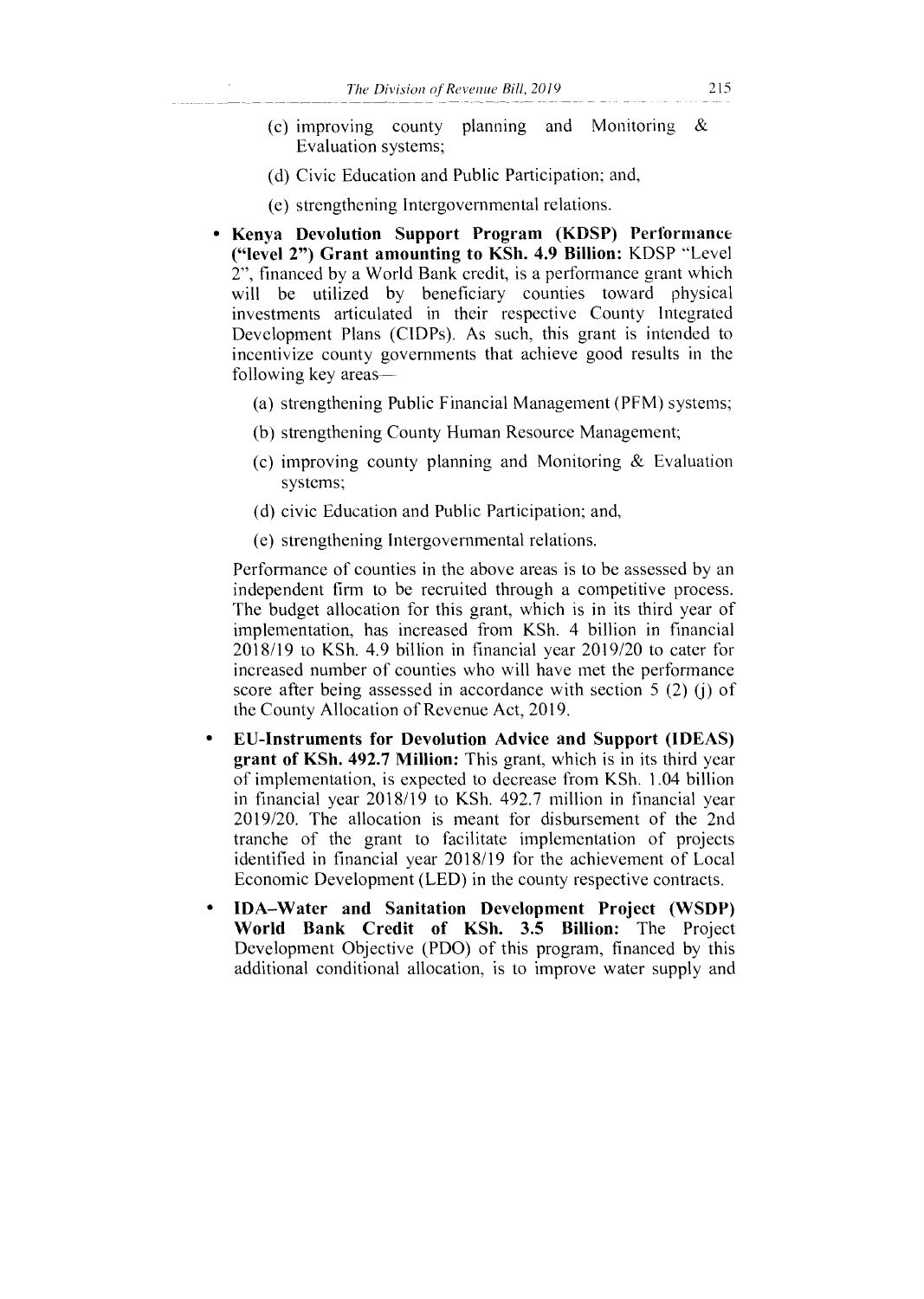(c) improving county planning and Monitoring & Evaluation systems;

(d) Civic Education and Public Participation; and,

(e) strengthening Intergovernmental relations.

- **Kenya Devolution Support Program (KDSP) Performance ("level 2") Grant amounting to KSh. 4.9 Billion:** KDSP "Level 2", financed by a World Bank credit, is a performance grant which will be utilized by beneficiary counties toward physical investments articulated in their respective County Integrated Development Plans (CIDPs). As such, this grant is intended to incentivize county governments that achieve good results in the following key areas—

  (a) strengthening Public Financial Management (PFM) systems;

  (b) strengthening County Human Resource Management;

  (c) improving county planning and Monitoring & Evaluation systems;

  (d) civic Education and Public Participation; and,

  (e) strengthening Intergovernmental relations.

  Performance of counties in the above areas is to be assessed by an independent firm to be recruited through a competitive process. The budget allocation for this grant, which is in its third year of implementation, has increased from KSh. 4 billion in financial 2018/19 to KSh. 4.9 billion in financial year 2019/20 to cater for increased number of counties who will have met the performance score after being assessed in accordance with section 5 (2) (j) of the County Allocation of Revenue Act, 2019.

- **EU-Instruments for Devolution Advice and Support (IDEAS) grant of KSh. 492.7 Million:** This grant, which is in its third year of implementation, is expected to decrease from KSh. 1.04 billion in financial year 2018/19 to KSh. 492.7 million in financial year 2019/20. The allocation is meant for disbursement of the 2nd tranche of the grant to facilitate implementation of projects identified in financial year 2018/19 for the achievement of Local Economic Development (LED) in the county respective contracts.

- **IDA–Water and Sanitation Development Project (WSDP) World Bank Credit of KSh. 3.5 Billion:** The Project Development Objective (PDO) of this program, financed by this additional conditional allocation, is to improve water supply and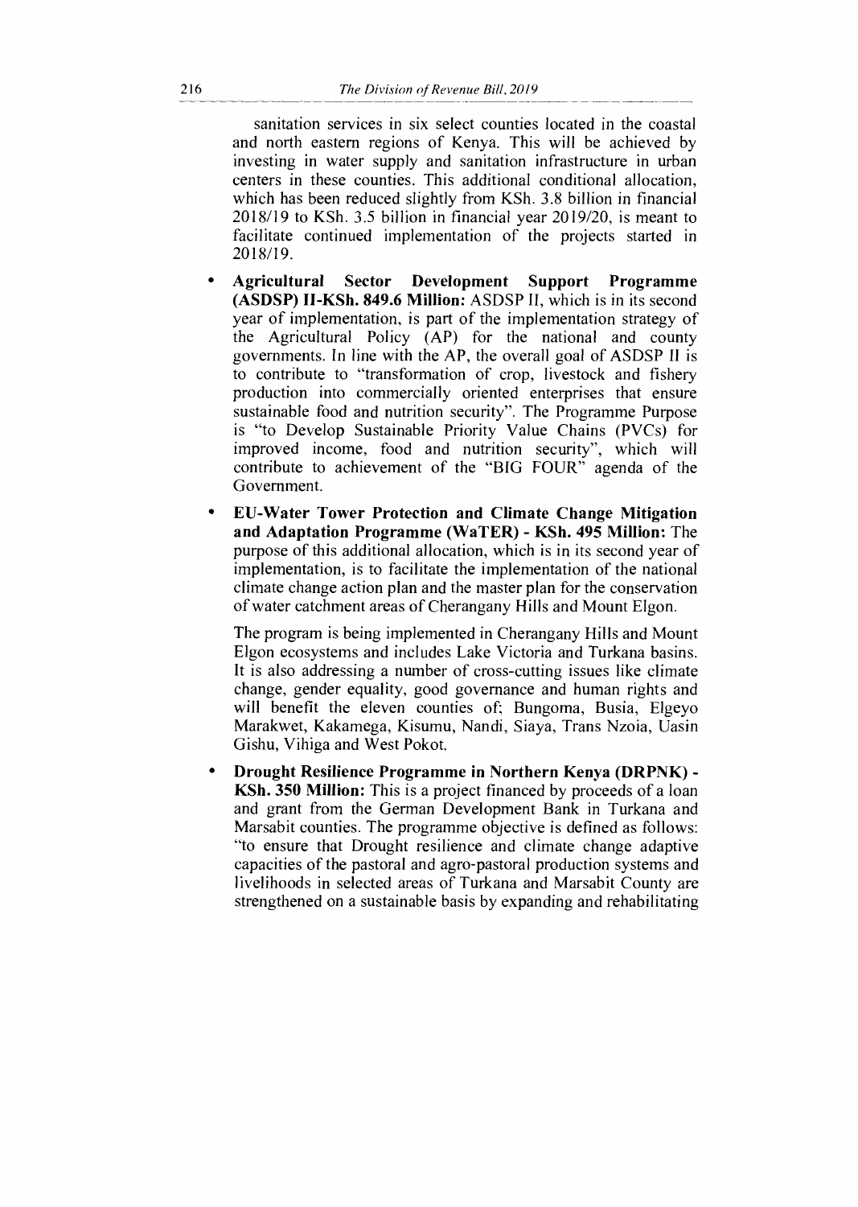sanitation services in six select counties located in the coastal and north eastern regions of Kenya. This will be achieved by investing in water supply and sanitation infrastructure in urban centers in these counties. This additional conditional allocation, which has been reduced slightly from KSh. 3.8 billion in financial 2018/19 to KSh. 3.5 billion in financial year 2019/20, is meant to facilitate continued implementation of the projects started in 2018/19.

- **Agricultural Sector Development Support Programme (ASDSP) II-KSh. 849.6 Million:** ASDSP II, which is in its second year of implementation, is part of the implementation strategy of the Agricultural Policy (AP) for the national and county governments. In line with the AP, the overall goal of ASDSP II is to contribute to "transformation of crop, livestock and fishery production into commercially oriented enterprises that ensure sustainable food and nutrition security". The Programme Purpose is "to Develop Sustainable Priority Value Chains (PVCs) for improved income, food and nutrition security", which will contribute to achievement of the "BIG FOUR" agenda of the Government.

- **EU-Water Tower Protection and Climate Change Mitigation and Adaptation Programme (WaTER) - KSh. 495 Million:** The purpose of this additional allocation, which is in its second year of implementation, is to facilitate the implementation of the national climate change action plan and the master plan for the conservation of water catchment areas of Cherangany Hills and Mount Elgon.

  The program is being implemented in Cherangany Hills and Mount Elgon ecosystems and includes Lake Victoria and Turkana basins. It is also addressing a number of cross-cutting issues like climate change, gender equality, good governance and human rights and will benefit the eleven counties of; Bungoma, Busia, Elgeyo Marakwet, Kakamega, Kisumu, Nandi, Siaya, Trans Nzoia, Uasin Gishu, Vihiga and West Pokot.

- **Drought Resilience Programme in Northern Kenya (DRPNK) - KSh. 350 Million:** This is a project financed by proceeds of a loan and grant from the German Development Bank in Turkana and Marsabit counties. The programme objective is defined as follows: "to ensure that Drought resilience and climate change adaptive capacities of the pastoral and agro-pastoral production systems and livelihoods in selected areas of Turkana and Marsabit County are strengthened on a sustainable basis by expanding and rehabilitating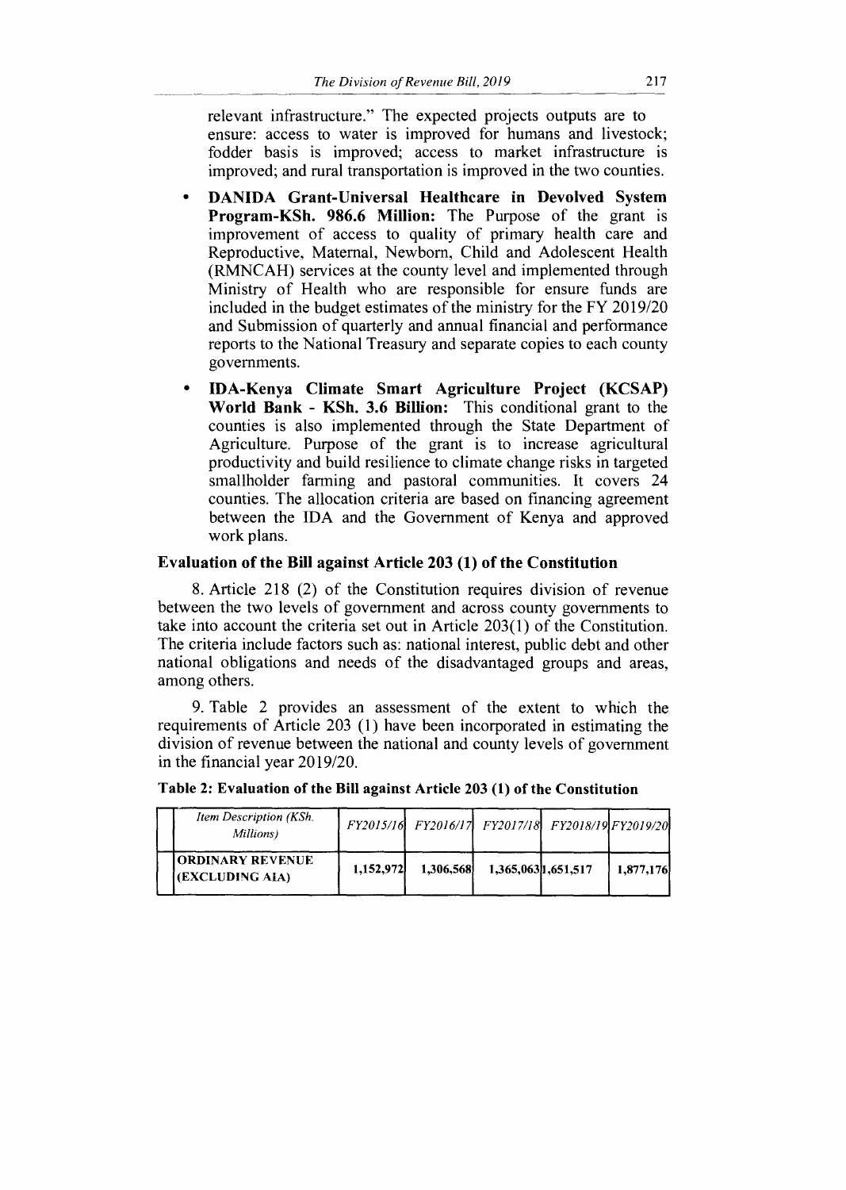relevant infrastructure." The expected projects outputs are to ensure: access to water is improved for humans and livestock; fodder basis is improved; access to market infrastructure is improved; and rural transportation is improved in the two counties.

- **DANIDA Grant-Universal Healthcare in Devolved System Program-KSh. 986.6 Million:** The Purpose of the grant is improvement of access to quality of primary health care and Reproductive, Maternal, Newborn, Child and Adolescent Health (RMNCAH) services at the county level and implemented through Ministry of Health who are responsible for ensure funds are included in the budget estimates of the ministry for the FY 2019/20 and Submission of quarterly and annual financial and performance reports to the National Treasury and separate copies to each county governments.
- **IDA-Kenya Climate Smart Agriculture Project (KCSAP) World Bank - KSh. 3.6 Billion:** This conditional grant to the counties is also implemented through the State Department of Agriculture. Purpose of the grant is to increase agricultural productivity and build resilience to climate change risks in targeted smallholder farming and pastoral communities. It covers 24 counties. The allocation criteria are based on financing agreement between the IDA and the Government of Kenya and approved work plans.

## Evaluation of the Bill against Article 203 (1) of the Constitution

8. Article 218 (2) of the Constitution requires division of revenue between the two levels of government and across county governments to take into account the criteria set out in Article 203(1) of the Constitution. The criteria include factors such as: national interest, public debt and other national obligations and needs of the disadvantaged groups and areas, among others.

9. Table 2 provides an assessment of the extent to which the requirements of Article 203 (1) have been incorporated in estimating the division of revenue between the national and county levels of government in the financial year 2019/20.

**Table 2: Evaluation of the Bill against Article 203 (1) of the Constitution**

| | *Item Description (KSh. Millions)* | *FY2015/16* | *FY2016/17* | *FY2017/18* | *FY2018/19* | *FY2019/20* |
|---|---|---|---|---|---|---|
| | **ORDINARY REVENUE (EXCLUDING AIA)** | **1,152,972** | **1,306,568** | **1,365,063** | **1,651,517** | **1,877,176** |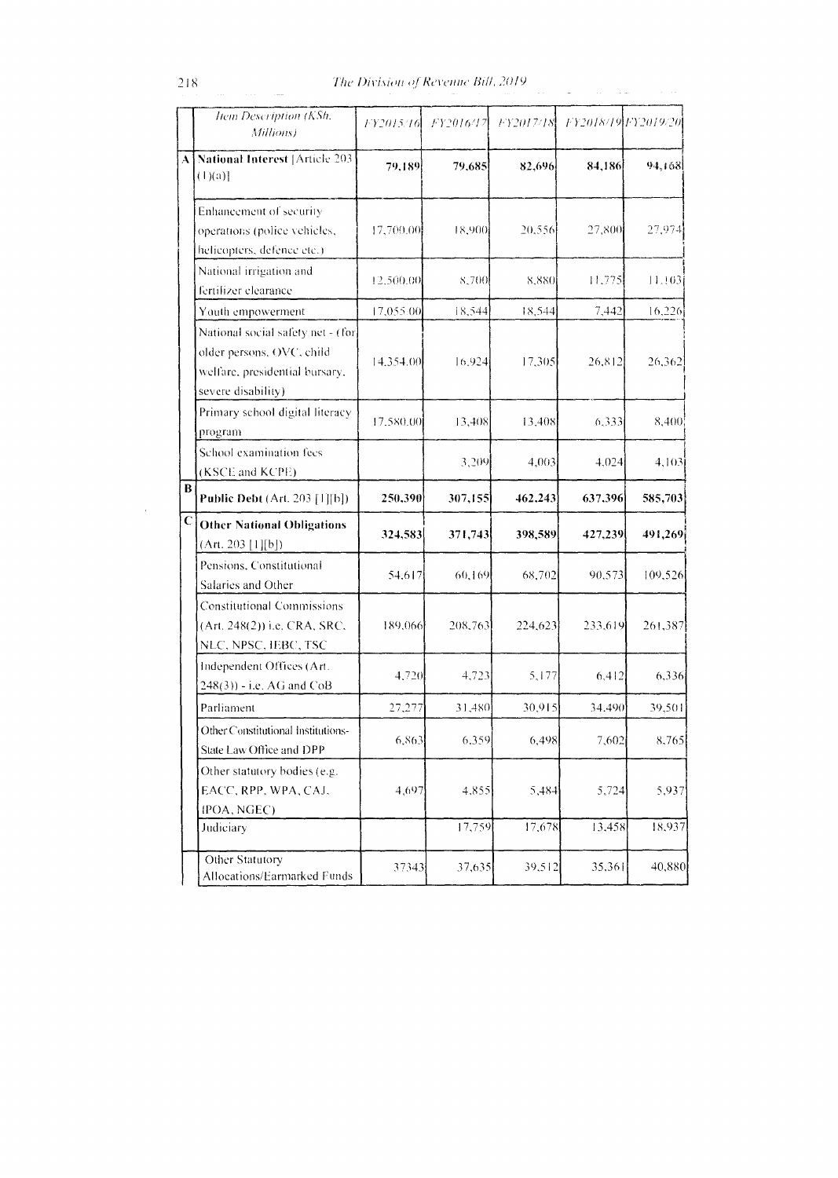| | Item Description (KSh. Millions) | FY2015/16 | FY2016/17 | FY2017/18 | FY2018/19 | FY2019/20 |
|---|---|---|---|---|---|---|
| A | **National Interest** [Article 203 (1)(a)] | **79,189** | **79,685** | **82,696** | **84,186** | **94,168** |
| | Enhancement of security operations (police vehicles, helicopters, defence etc.) | 17,700.00 | 18,900 | 20,556 | 27,800 | 27,974 |
| | National irrigation and fertilizer clearance | 12,500.00 | 8,700 | 8,880 | 11,775 | 11,103 |
| | Youth empowerment | 17,055.00 | 18,544 | 18,544 | 7,442 | 16,226 |
| | National social safety net - (for older persons, OVC, child welfare, presidential bursary, severe disability) | 14,354.00 | 16,924 | 17,305 | 26,812 | 26,362 |
| | Primary school digital literacy program | 17,580.00 | 13,408 | 13,408 | 6,333 | 8,400 |
| | School examination fees (KSCE and KCPE) | | 3,209 | 4,003 | 4,024 | 4,103 |
| B | **Public Debt** (Art. 203 [1][b]) | **250,390** | **307,155** | **462,243** | **637,396** | **585,703** |
| C | **Other National Obligations** (Art. 203 [1][b]) | **324,583** | **371,743** | **398,589** | **427,239** | **491,269** |
| | Pensions, Constitutional Salaries and Other | 54,617 | 60,169 | 68,702 | 90,573 | 109,526 |
| | Constitutional Commissions (Art. 248(2)) i.e. CRA, SRC, NLC, NPSC, IEBC, TSC | 189,066 | 208,763 | 224,623 | 233,619 | 261,387 |
| | Independent Offices (Art. 248(3)) - i.e. AG and CoB | 4,720 | 4,723 | 5,177 | 6,412 | 6,336 |
| | Parliament | 27,277 | 31,480 | 30,915 | 34,490 | 39,501 |
| | Other Constitutional Institutions-State Law Office and DPP | 6,863 | 6,359 | 6,498 | 7,602 | 8,765 |
| | Other statutory bodies (e.g. EACC, RPP, WPA, CAJ, IPOA, NGEC) | 4,697 | 4,855 | 5,484 | 5,724 | 5,937 |
| | Judiciary | | 17,759 | 17,678 | 13,458 | 18,937 |
| | Other Statutory Allocations/Earmarked Funds | 37343 | 37,635 | 39,512 | 35,361 | 40,880 |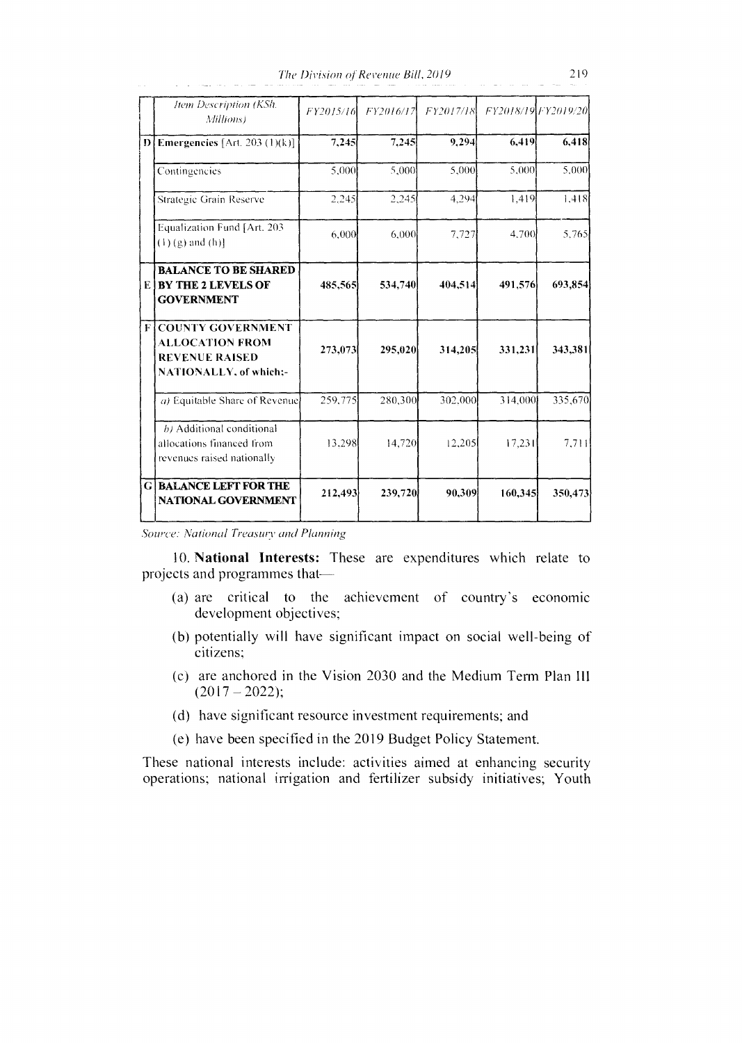| | Item Description (KSh. Millions) | FY2015/16 | FY2016/17 | FY2017/18 | FY2018/19 | FY2019/20 |
|---|---|---|---|---|---|---|
| D | **Emergencies** [Art. 203 (1)(k)] | **7,245** | **7,245** | **9,294** | **6,419** | **6,418** |
| | Contingencies | 5,000 | 5,000 | 5,000 | 5,000 | 5,000 |
| | Strategic Grain Reserve | 2,245 | 2,245 | 4,294 | 1,419 | 1,418 |
| | Equalization Fund [Art. 203 (1) (g) and (h)] | 6,000 | 6,000 | 7,727 | 4,700 | 5,765 |
| E | **BALANCE TO BE SHARED BY THE 2 LEVELS OF GOVERNMENT** | **485,565** | **534,740** | **404,514** | **491,576** | **693,854** |
| F | **COUNTY GOVERNMENT ALLOCATION FROM REVENUE RAISED NATIONALLY, of which:-** | **273,073** | **295,020** | **314,205** | **331,231** | **343,381** |
| | *a)* Equitable Share of Revenue | 259,775 | 280,300 | 302,000 | 314,000 | 335,670 |
| | *b)* Additional conditional allocations financed from revenues raised nationally | 13,298 | 14,720 | 12,205 | 17,231 | 7,711 |
| G | **BALANCE LEFT FOR THE NATIONAL GOVERNMENT** | **212,493** | **239,720** | **90,309** | **160,345** | **350,473** |

*Source: National Treasury and Planning*

10. **National Interests:** These are expenditures which relate to projects and programmes that—

(a) are critical to the achievement of country's economic development objectives;

(b) potentially will have significant impact on social well-being of citizens;

(c) are anchored in the Vision 2030 and the Medium Term Plan III (2017 – 2022);

(d) have significant resource investment requirements; and

(e) have been specified in the 2019 Budget Policy Statement.

These national interests include: activities aimed at enhancing security operations; national irrigation and fertilizer subsidy initiatives; Youth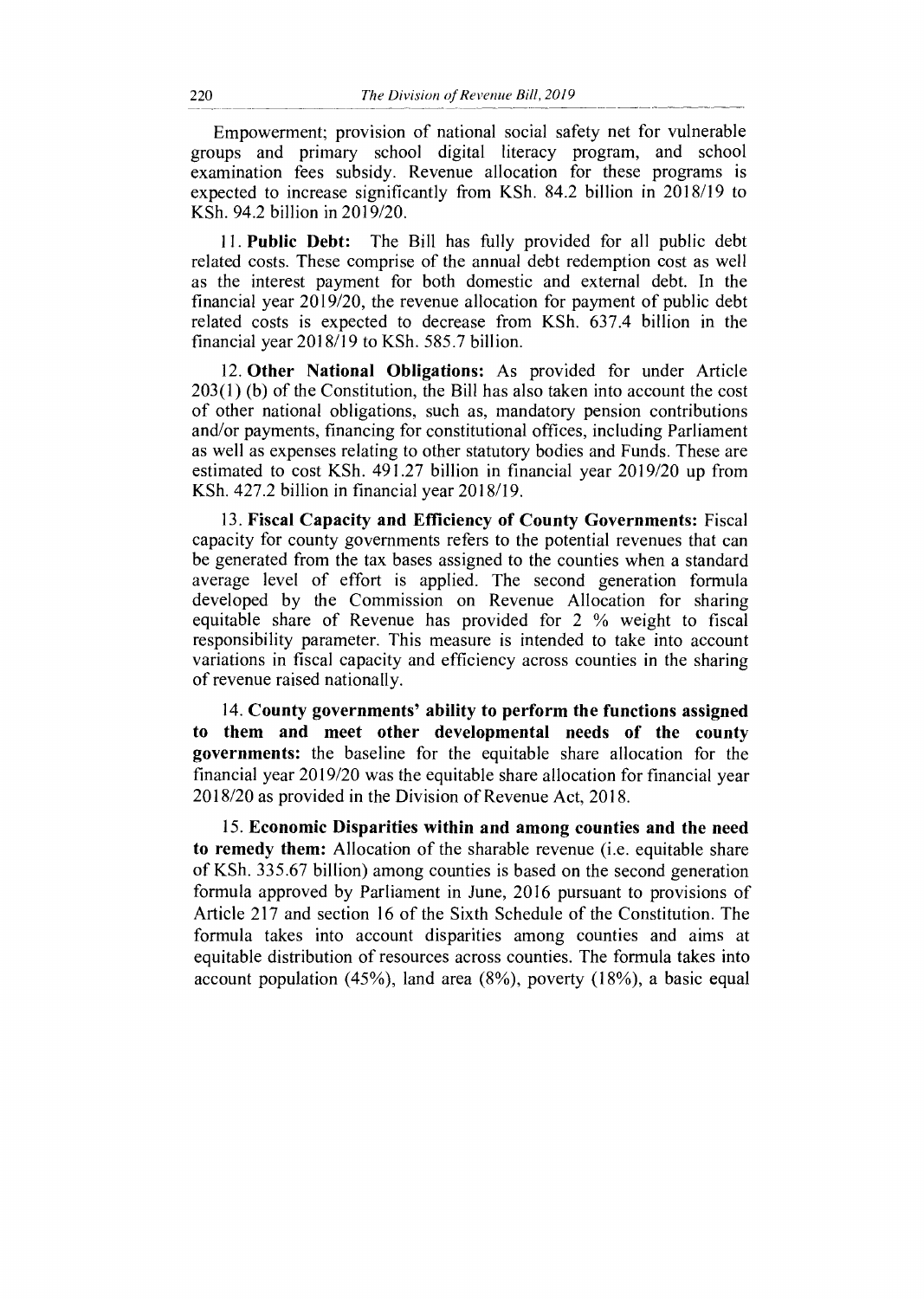Empowerment; provision of national social safety net for vulnerable groups and primary school digital literacy program, and school examination fees subsidy. Revenue allocation for these programs is expected to increase significantly from KSh. 84.2 billion in 2018/19 to KSh. 94.2 billion in 2019/20.

11. **Public Debt:** The Bill has fully provided for all public debt related costs. These comprise of the annual debt redemption cost as well as the interest payment for both domestic and external debt. In the financial year 2019/20, the revenue allocation for payment of public debt related costs is expected to decrease from KSh. 637.4 billion in the financial year 2018/19 to KSh. 585.7 billion.

12. **Other National Obligations:** As provided for under Article 203(1) (b) of the Constitution, the Bill has also taken into account the cost of other national obligations, such as, mandatory pension contributions and/or payments, financing for constitutional offices, including Parliament as well as expenses relating to other statutory bodies and Funds. These are estimated to cost KSh. 491.27 billion in financial year 2019/20 up from KSh. 427.2 billion in financial year 2018/19.

13. **Fiscal Capacity and Efficiency of County Governments:** Fiscal capacity for county governments refers to the potential revenues that can be generated from the tax bases assigned to the counties when a standard average level of effort is applied. The second generation formula developed by the Commission on Revenue Allocation for sharing equitable share of Revenue has provided for 2 % weight to fiscal responsibility parameter. This measure is intended to take into account variations in fiscal capacity and efficiency across counties in the sharing of revenue raised nationally.

14. **County governments' ability to perform the functions assigned to them and meet other developmental needs of the county governments:** the baseline for the equitable share allocation for the financial year 2019/20 was the equitable share allocation for financial year 2018/20 as provided in the Division of Revenue Act, 2018.

15. **Economic Disparities within and among counties and the need to remedy them:** Allocation of the sharable revenue (i.e. equitable share of KSh. 335.67 billion) among counties is based on the second generation formula approved by Parliament in June, 2016 pursuant to provisions of Article 217 and section 16 of the Sixth Schedule of the Constitution. The formula takes into account disparities among counties and aims at equitable distribution of resources across counties. The formula takes into account population (45%), land area (8%), poverty (18%), a basic equal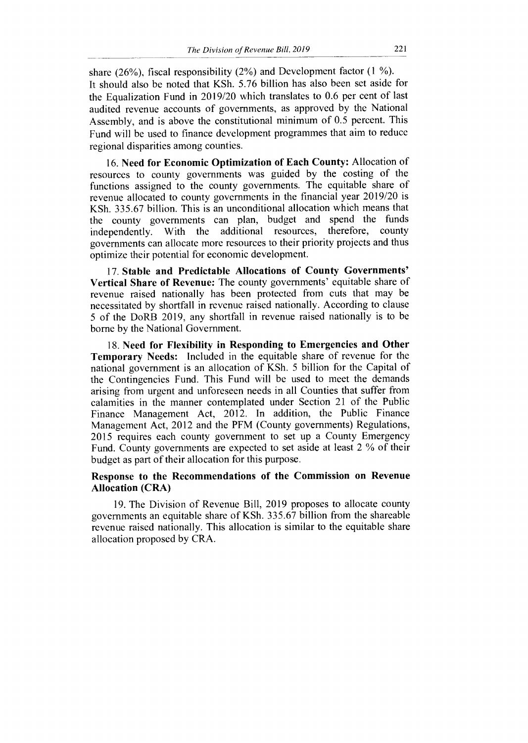share (26%), fiscal responsibility (2%) and Development factor (1 %).
It should also be noted that KSh. 5.76 billion has also been set aside for the Equalization Fund in 2019/20 which translates to 0.6 per cent of last audited revenue accounts of governments, as approved by the National Assembly, and is above the constitutional minimum of 0.5 percent. This Fund will be used to finance development programmes that aim to reduce regional disparities among counties.

16. **Need for Economic Optimization of Each County:** Allocation of resources to county governments was guided by the costing of the functions assigned to the county governments. The equitable share of revenue allocated to county governments in the financial year 2019/20 is KSh. 335.67 billion. This is an unconditional allocation which means that the county governments can plan, budget and spend the funds independently. With the additional resources, therefore, county governments can allocate more resources to their priority projects and thus optimize their potential for economic development.

17. **Stable and Predictable Allocations of County Governments' Vertical Share of Revenue:** The county governments' equitable share of revenue raised nationally has been protected from cuts that may be necessitated by shortfall in revenue raised nationally. According to clause 5 of the DoRB 2019, any shortfall in revenue raised nationally is to be borne by the National Government.

18. **Need for Flexibility in Responding to Emergencies and Other Temporary Needs:** Included in the equitable share of revenue for the national government is an allocation of KSh. 5 billion for the Capital of the Contingencies Fund. This Fund will be used to meet the demands arising from urgent and unforeseen needs in all Counties that suffer from calamities in the manner contemplated under Section 21 of the Public Finance Management Act, 2012. In addition, the Public Finance Management Act, 2012 and the PFM (County governments) Regulations, 2015 requires each county government to set up a County Emergency Fund. County governments are expected to set aside at least 2 % of their budget as part of their allocation for this purpose.

**Response to the Recommendations of the Commission on Revenue Allocation (CRA)**

19. The Division of Revenue Bill, 2019 proposes to allocate county governments an equitable share of KSh. 335.67 billion from the shareable revenue raised nationally. This allocation is similar to the equitable share allocation proposed by CRA.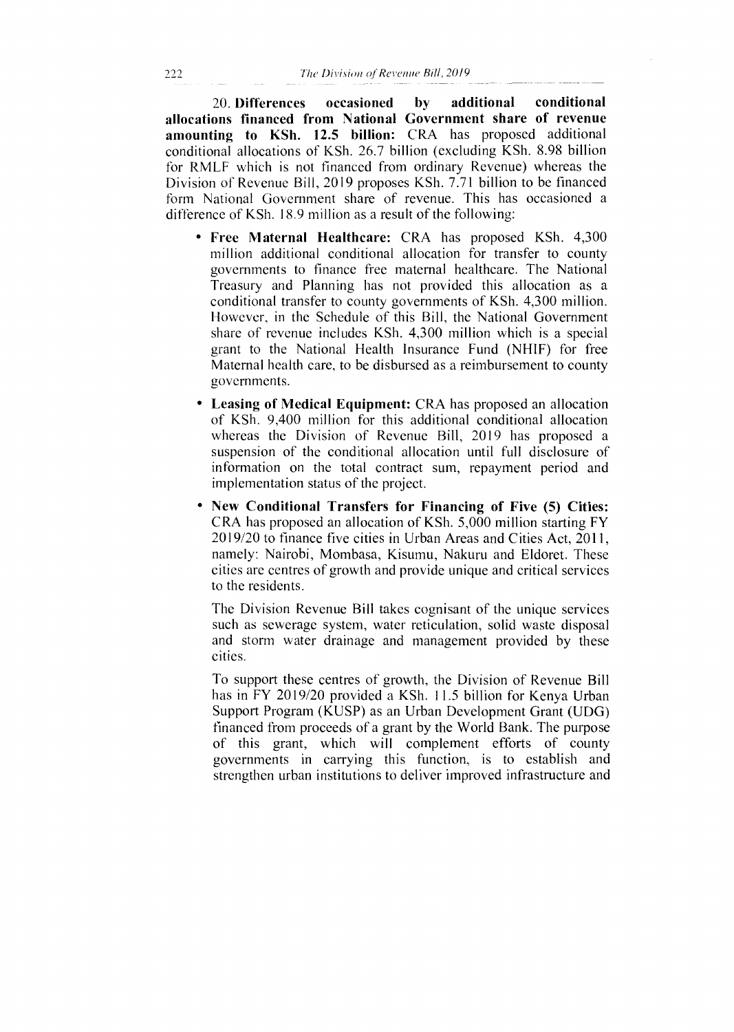20. **Differences occasioned by additional conditional allocations financed from National Government share of revenue amounting to KSh. 12.5 billion:** CRA has proposed additional conditional allocations of KSh. 26.7 billion (excluding KSh. 8.98 billion for RMLF which is not financed from ordinary Revenue) whereas the Division of Revenue Bill, 2019 proposes KSh. 7.71 billion to be financed form National Government share of revenue. This has occasioned a difference of KSh. 18.9 million as a result of the following:

- **Free Maternal Healthcare:** CRA has proposed KSh. 4,300 million additional conditional allocation for transfer to county governments to finance free maternal healthcare. The National Treasury and Planning has not provided this allocation as a conditional transfer to county governments of KSh. 4,300 million. However, in the Schedule of this Bill, the National Government share of revenue includes KSh. 4,300 million which is a special grant to the National Health Insurance Fund (NHIF) for free Maternal health care, to be disbursed as a reimbursement to county governments.
- **Leasing of Medical Equipment:** CRA has proposed an allocation of KSh. 9,400 million for this additional conditional allocation whereas the Division of Revenue Bill, 2019 has proposed a suspension of the conditional allocation until full disclosure of information on the total contract sum, repayment period and implementation status of the project.
- **New Conditional Transfers for Financing of Five (5) Cities:** CRA has proposed an allocation of KSh. 5,000 million starting FY 2019/20 to finance five cities in Urban Areas and Cities Act, 2011, namely: Nairobi, Mombasa, Kisumu, Nakuru and Eldoret. These cities are centres of growth and provide unique and critical services to the residents.

  The Division Revenue Bill takes cognisant of the unique services such as sewerage system, water reticulation, solid waste disposal and storm water drainage and management provided by these cities.

  To support these centres of growth, the Division of Revenue Bill has in FY 2019/20 provided a KSh. 11.5 billion for Kenya Urban Support Program (KUSP) as an Urban Development Grant (UDG) financed from proceeds of a grant by the World Bank. The purpose of this grant, which will complement efforts of county governments in carrying this function, is to establish and strengthen urban institutions to deliver improved infrastructure and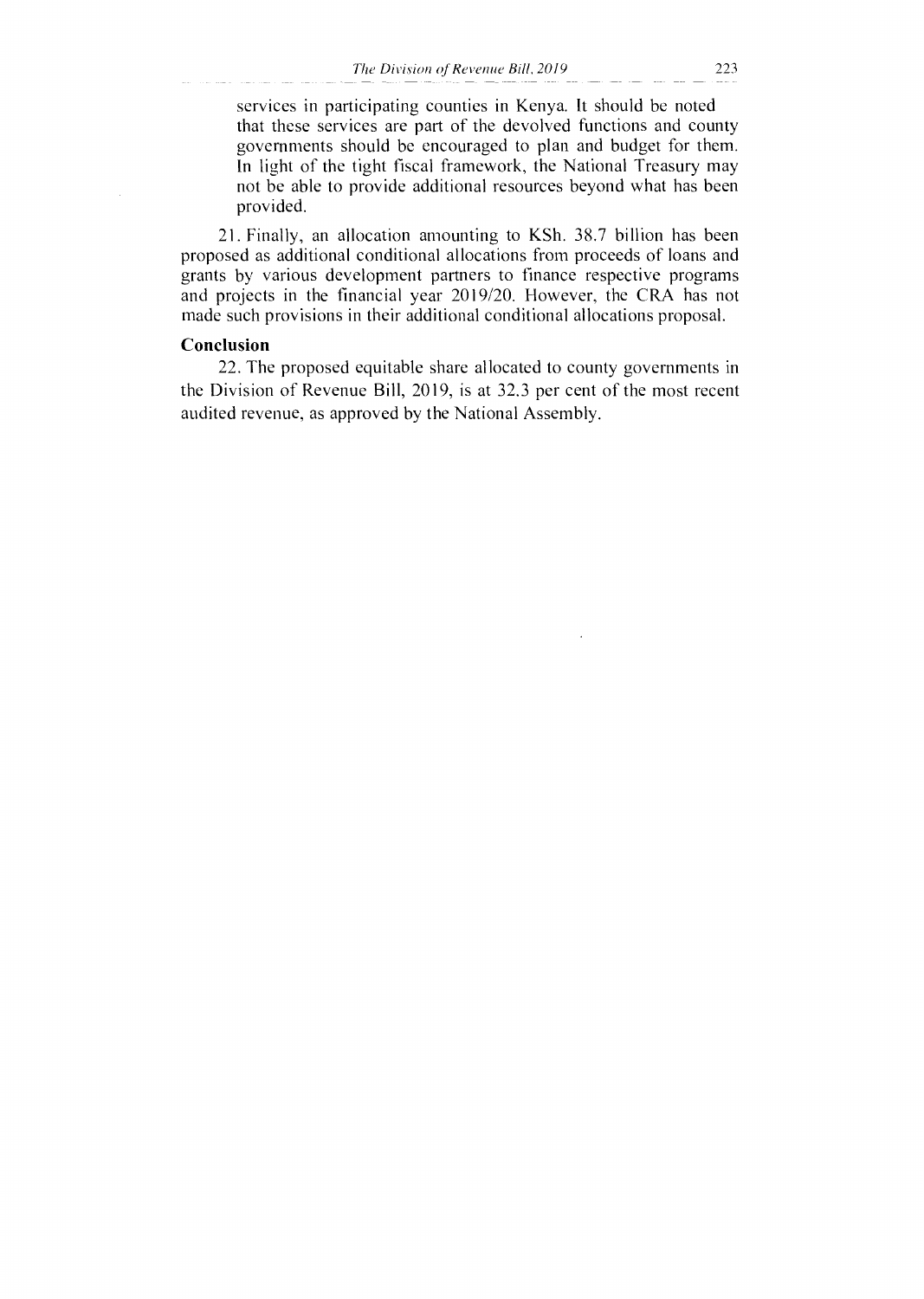services in participating counties in Kenya. It should be noted that these services are part of the devolved functions and county governments should be encouraged to plan and budget for them. In light of the tight fiscal framework, the National Treasury may not be able to provide additional resources beyond what has been provided.

21. Finally, an allocation amounting to KSh. 38.7 billion has been proposed as additional conditional allocations from proceeds of loans and grants by various development partners to finance respective programs and projects in the financial year 2019/20. However, the CRA has not made such provisions in their additional conditional allocations proposal.

**Conclusion**

22. The proposed equitable share allocated to county governments in the Division of Revenue Bill, 2019, is at 32.3 per cent of the most recent audited revenue, as approved by the National Assembly.